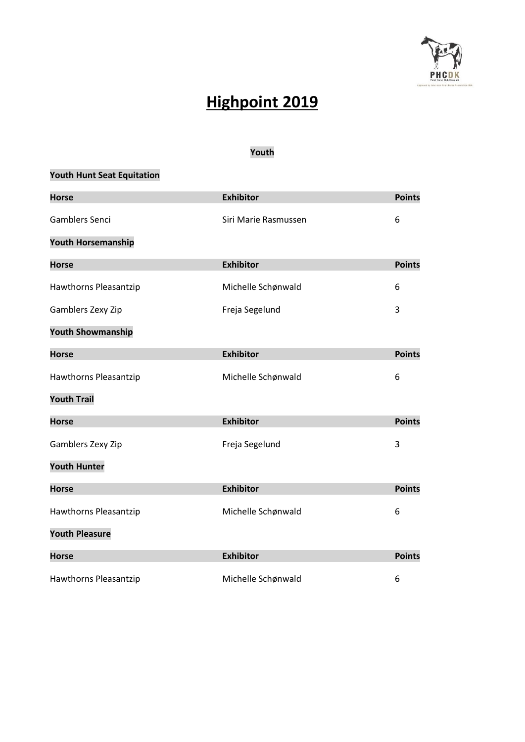# Highpoint 2019

## Youth

### Youth Hunt Seat Equitation

| Horse | Exhibitor | Points |
| --- | --- | --- |
| Gamblers Senci | Siri Marie Rasmussen | 6 |

### Youth Horsemanship

| Horse | Exhibitor | Points |
| --- | --- | --- |
| Hawthorns Pleasantzip | Michelle Schønwald | 6 |
| Gamblers Zexy Zip | Freja Segelund | 3 |

### Youth Showmanship

| Horse | Exhibitor | Points |
| --- | --- | --- |
| Hawthorns Pleasantzip | Michelle Schønwald | 6 |

### Youth Trail

| Horse | Exhibitor | Points |
| --- | --- | --- |
| Gamblers Zexy Zip | Freja Segelund | 3 |

### Youth Hunter

| Horse | Exhibitor | Points |
| --- | --- | --- |
| Hawthorns Pleasantzip | Michelle Schønwald | 6 |

### Youth Pleasure

| Horse | Exhibitor | Points |
| --- | --- | --- |
| Hawthorns Pleasantzip | Michelle Schønwald | 6 |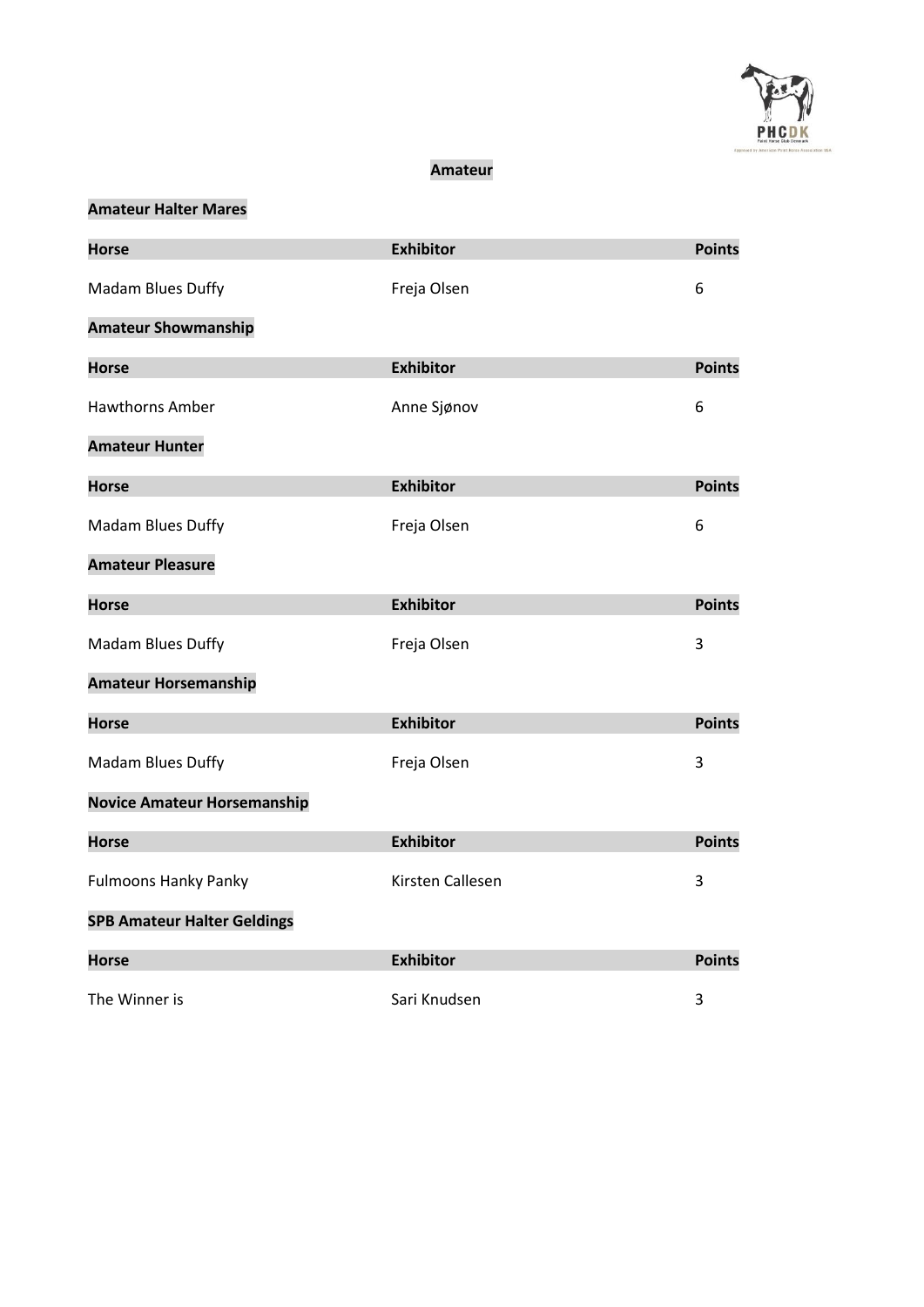## Amateur

### Amateur Halter Mares

| Horse | Exhibitor | Points |
| --- | --- | --- |
| Madam Blues Duffy | Freja Olsen | 6 |

### Amateur Showmanship

| Horse | Exhibitor | Points |
| --- | --- | --- |
| Hawthorns Amber | Anne Sjønov | 6 |

### Amateur Hunter

| Horse | Exhibitor | Points |
| --- | --- | --- |
| Madam Blues Duffy | Freja Olsen | 6 |

### Amateur Pleasure

| Horse | Exhibitor | Points |
| --- | --- | --- |
| Madam Blues Duffy | Freja Olsen | 3 |

### Amateur Horsemanship

| Horse | Exhibitor | Points |
| --- | --- | --- |
| Madam Blues Duffy | Freja Olsen | 3 |

### Novice Amateur Horsemanship

| Horse | Exhibitor | Points |
| --- | --- | --- |
| Fulmoons Hanky Panky | Kirsten Callesen | 3 |

### SPB Amateur Halter Geldings

| Horse | Exhibitor | Points |
| --- | --- | --- |
| The Winner is | Sari Knudsen | 3 |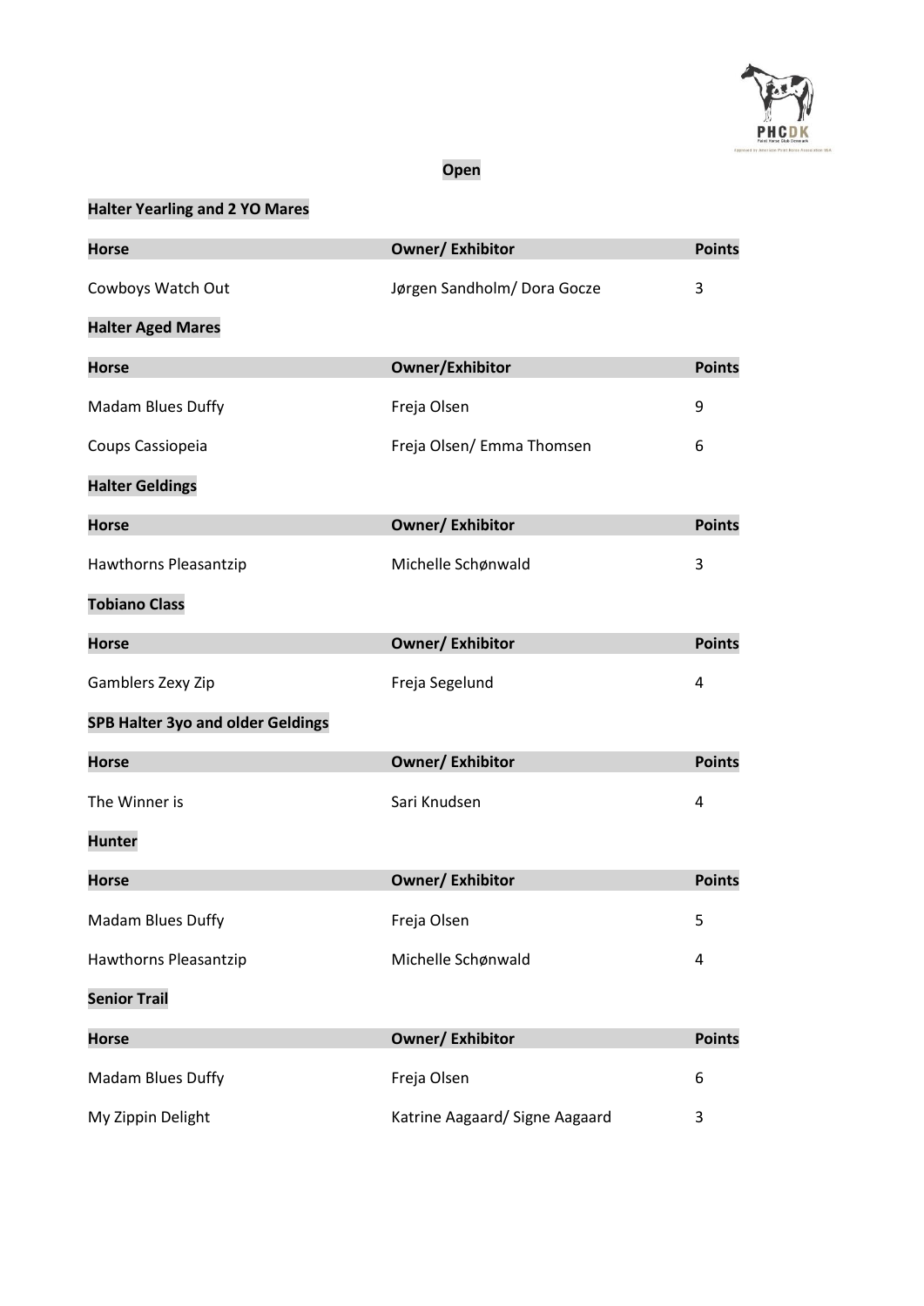## Open

### Halter Yearling and 2 YO Mares

| Horse | Owner/ Exhibitor | Points |
|---|---|---|
| Cowboys Watch Out | Jørgen Sandholm/ Dora Gocze | 3 |

### Halter Aged Mares

| Horse | Owner/Exhibitor | Points |
|---|---|---|
| Madam Blues Duffy | Freja Olsen | 9 |
| Coups Cassiopeia | Freja Olsen/ Emma Thomsen | 6 |

### Halter Geldings

| Horse | Owner/ Exhibitor | Points |
|---|---|---|
| Hawthorns Pleasantzip | Michelle Schønwald | 3 |

### Tobiano Class

| Horse | Owner/ Exhibitor | Points |
|---|---|---|
| Gamblers Zexy Zip | Freja Segelund | 4 |

### SPB Halter 3yo and older Geldings

| Horse | Owner/ Exhibitor | Points |
|---|---|---|
| The Winner is | Sari Knudsen | 4 |

### Hunter

| Horse | Owner/ Exhibitor | Points |
|---|---|---|
| Madam Blues Duffy | Freja Olsen | 5 |
| Hawthorns Pleasantzip | Michelle Schønwald | 4 |

### Senior Trail

| Horse | Owner/ Exhibitor | Points |
|---|---|---|
| Madam Blues Duffy | Freja Olsen | 6 |
| My Zippin Delight | Katrine Aagaard/ Signe Aagaard | 3 |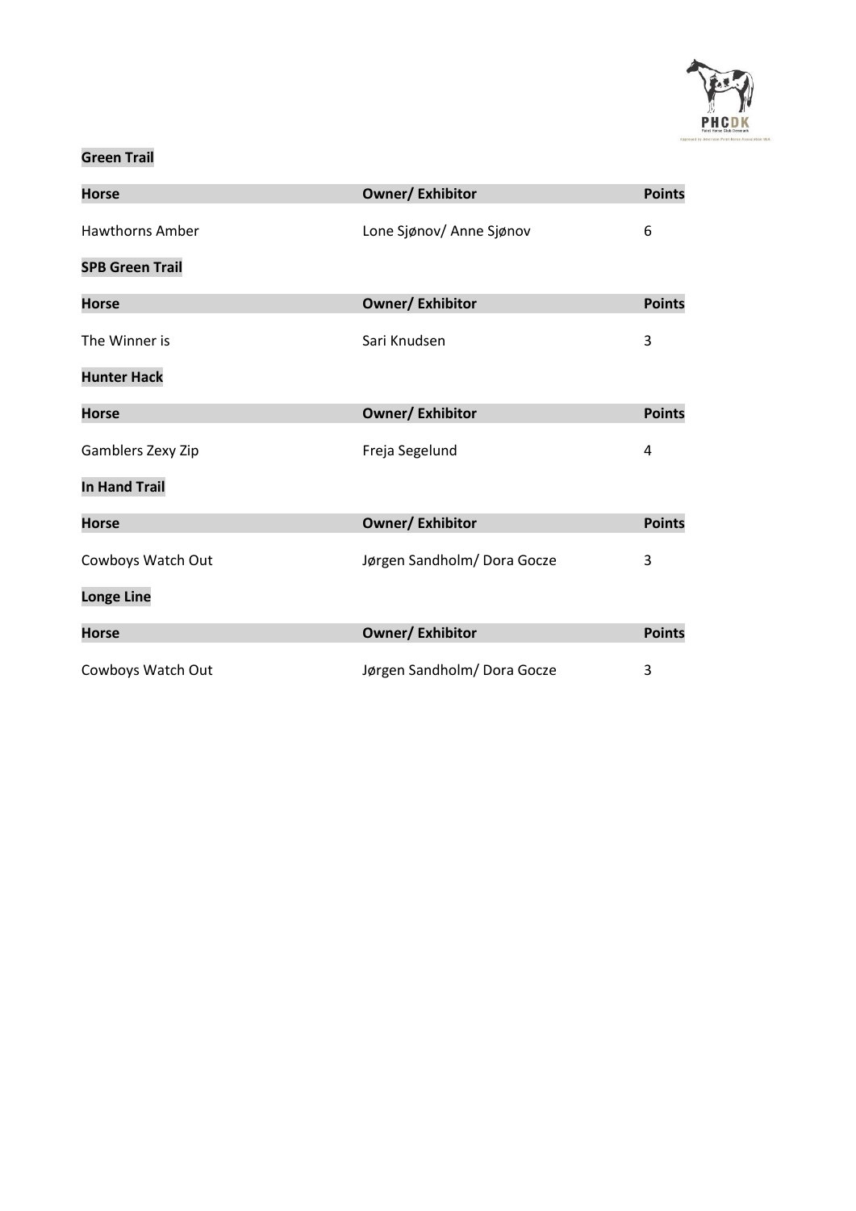**Green Trail**

| Horse | Owner/ Exhibitor | Points |
|---|---|---|
| Hawthorns Amber | Lone Sjønov/ Anne Sjønov | 6 |

**SPB Green Trail**

| Horse | Owner/ Exhibitor | Points |
|---|---|---|
| The Winner is | Sari Knudsen | 3 |

**Hunter Hack**

| Horse | Owner/ Exhibitor | Points |
|---|---|---|
| Gamblers Zexy Zip | Freja Segelund | 4 |

**In Hand Trail**

| Horse | Owner/ Exhibitor | Points |
|---|---|---|
| Cowboys Watch Out | Jørgen Sandholm/ Dora Gocze | 3 |

**Longe Line**

| Horse | Owner/ Exhibitor | Points |
|---|---|---|
| Cowboys Watch Out | Jørgen Sandholm/ Dora Gocze | 3 |